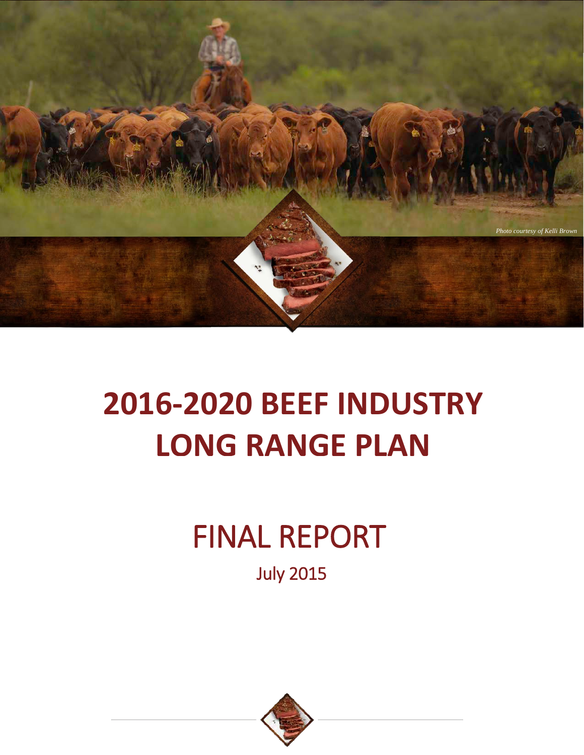*Photo courtesy of Kelli Brown*

# 2016-2020 BEEF INDUSTRY LONG RANGE PLAN

## FINAL REPORT

July 2015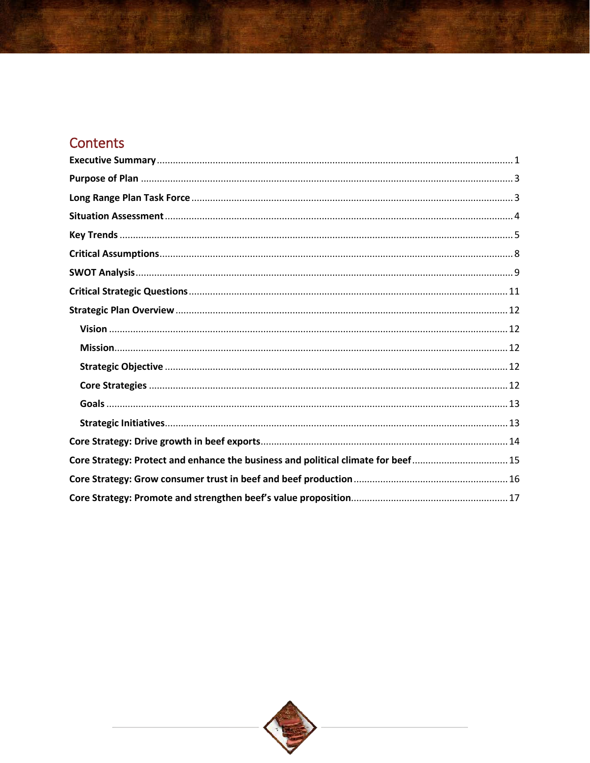# Contents

**Executive Summary** .................................................................................................................... 1

**Purpose of Plan** .......................................................................................................................... 3

**Long Range Plan Task Force** ........................................................................................................ 3

**Situation Assessment** .................................................................................................................. 4

**Key Trends** .................................................................................................................................. 5

**Critical Assumptions** .................................................................................................................... 8

**SWOT Analysis** ............................................................................................................................ 9

**Critical Strategic Questions** ....................................................................................................... 11

**Strategic Plan Overview** ............................................................................................................ 12

- **Vision** .................................................................................................................................... 12
- **Mission** .................................................................................................................................. 12
- **Strategic Objective** ................................................................................................................ 12
- **Core Strategies** ...................................................................................................................... 12
- **Goals** ..................................................................................................................................... 13
- **Strategic Initiatives** ................................................................................................................ 13

**Core Strategy: Drive growth in beef exports** ............................................................................ 14

**Core Strategy: Protect and enhance the business and political climate for beef** .................... 15

**Core Strategy: Grow consumer trust in beef and beef production** .......................................... 16

**Core Strategy: Promote and strengthen beef's value proposition** .......................................... 17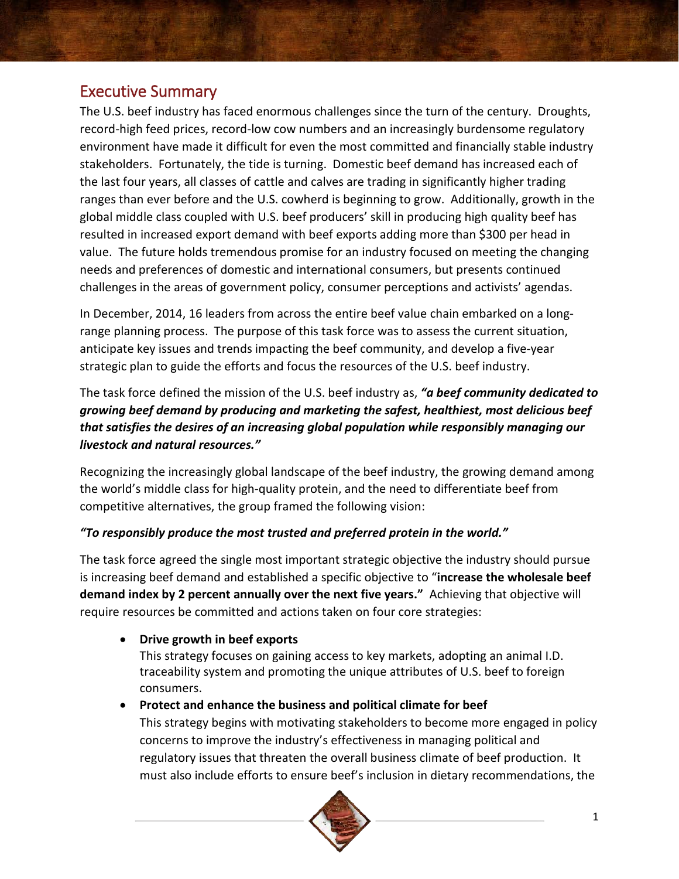## Executive Summary

The U.S. beef industry has faced enormous challenges since the turn of the century. Droughts, record-high feed prices, record-low cow numbers and an increasingly burdensome regulatory environment have made it difficult for even the most committed and financially stable industry stakeholders. Fortunately, the tide is turning. Domestic beef demand has increased each of the last four years, all classes of cattle and calves are trading in significantly higher trading ranges than ever before and the U.S. cowherd is beginning to grow. Additionally, growth in the global middle class coupled with U.S. beef producers' skill in producing high quality beef has resulted in increased export demand with beef exports adding more than $300 per head in value. The future holds tremendous promise for an industry focused on meeting the changing needs and preferences of domestic and international consumers, but presents continued challenges in the areas of government policy, consumer perceptions and activists' agendas.

In December, 2014, 16 leaders from across the entire beef value chain embarked on a long-range planning process. The purpose of this task force was to assess the current situation, anticipate key issues and trends impacting the beef community, and develop a five-year strategic plan to guide the efforts and focus the resources of the U.S. beef industry.

The task force defined the mission of the U.S. beef industry as, ***"a beef community dedicated to growing beef demand by producing and marketing the safest, healthiest, most delicious beef that satisfies the desires of an increasing global population while responsibly managing our livestock and natural resources."***

Recognizing the increasingly global landscape of the beef industry, the growing demand among the world's middle class for high-quality protein, and the need to differentiate beef from competitive alternatives, the group framed the following vision:

***"To responsibly produce the most trusted and preferred protein in the world."***

The task force agreed the single most important strategic objective the industry should pursue is increasing beef demand and established a specific objective to "**increase the wholesale beef demand index by 2 percent annually over the next five years."** Achieving that objective will require resources be committed and actions taken on four core strategies:

- **Drive growth in beef exports**
  This strategy focuses on gaining access to key markets, adopting an animal I.D. traceability system and promoting the unique attributes of U.S. beef to foreign consumers.
- **Protect and enhance the business and political climate for beef**
  This strategy begins with motivating stakeholders to become more engaged in policy concerns to improve the industry's effectiveness in managing political and regulatory issues that threaten the overall business climate of beef production. It must also include efforts to ensure beef's inclusion in dietary recommendations, the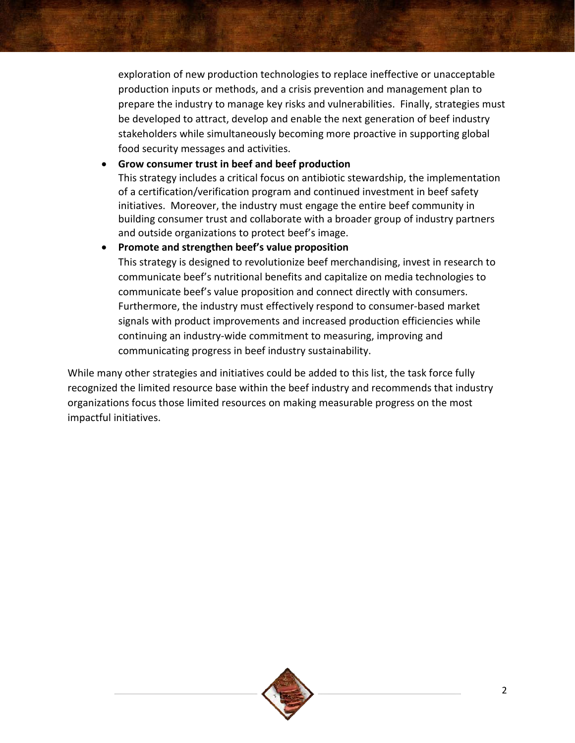exploration of new production technologies to replace ineffective or unacceptable production inputs or methods, and a crisis prevention and management plan to prepare the industry to manage key risks and vulnerabilities. Finally, strategies must be developed to attract, develop and enable the next generation of beef industry stakeholders while simultaneously becoming more proactive in supporting global food security messages and activities.

- **Grow consumer trust in beef and beef production**
  This strategy includes a critical focus on antibiotic stewardship, the implementation of a certification/verification program and continued investment in beef safety initiatives. Moreover, the industry must engage the entire beef community in building consumer trust and collaborate with a broader group of industry partners and outside organizations to protect beef's image.
- **Promote and strengthen beef's value proposition**
  This strategy is designed to revolutionize beef merchandising, invest in research to communicate beef's nutritional benefits and capitalize on media technologies to communicate beef's value proposition and connect directly with consumers. Furthermore, the industry must effectively respond to consumer-based market signals with product improvements and increased production efficiencies while continuing an industry-wide commitment to measuring, improving and communicating progress in beef industry sustainability.

While many other strategies and initiatives could be added to this list, the task force fully recognized the limited resource base within the beef industry and recommends that industry organizations focus those limited resources on making measurable progress on the most impactful initiatives.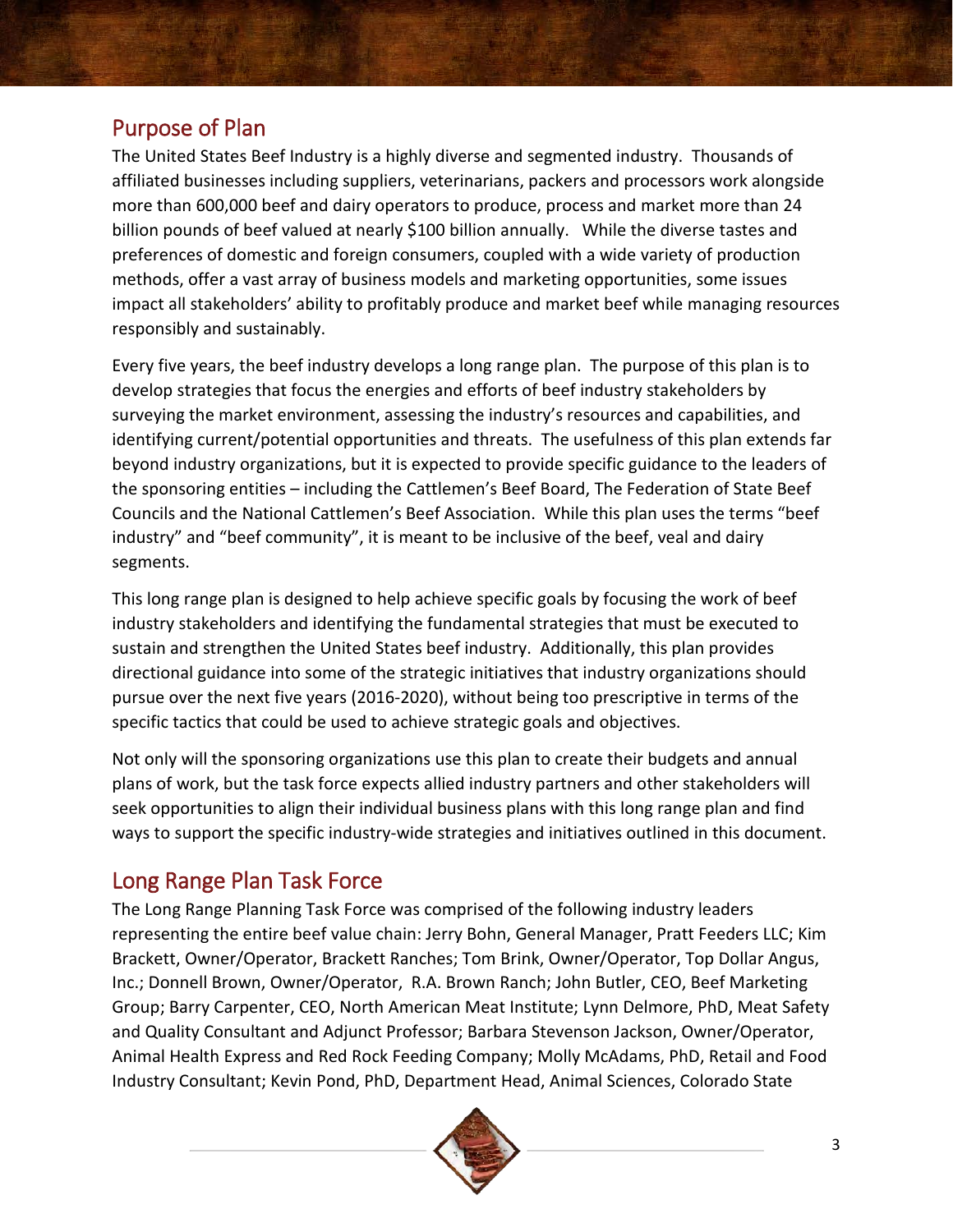## Purpose of Plan

The United States Beef Industry is a highly diverse and segmented industry. Thousands of affiliated businesses including suppliers, veterinarians, packers and processors work alongside more than 600,000 beef and dairy operators to produce, process and market more than 24 billion pounds of beef valued at nearly $100 billion annually. While the diverse tastes and preferences of domestic and foreign consumers, coupled with a wide variety of production methods, offer a vast array of business models and marketing opportunities, some issues impact all stakeholders' ability to profitably produce and market beef while managing resources responsibly and sustainably.

Every five years, the beef industry develops a long range plan. The purpose of this plan is to develop strategies that focus the energies and efforts of beef industry stakeholders by surveying the market environment, assessing the industry's resources and capabilities, and identifying current/potential opportunities and threats. The usefulness of this plan extends far beyond industry organizations, but it is expected to provide specific guidance to the leaders of the sponsoring entities – including the Cattlemen's Beef Board, The Federation of State Beef Councils and the National Cattlemen's Beef Association. While this plan uses the terms "beef industry" and "beef community", it is meant to be inclusive of the beef, veal and dairy segments.

This long range plan is designed to help achieve specific goals by focusing the work of beef industry stakeholders and identifying the fundamental strategies that must be executed to sustain and strengthen the United States beef industry. Additionally, this plan provides directional guidance into some of the strategic initiatives that industry organizations should pursue over the next five years (2016-2020), without being too prescriptive in terms of the specific tactics that could be used to achieve strategic goals and objectives.

Not only will the sponsoring organizations use this plan to create their budgets and annual plans of work, but the task force expects allied industry partners and other stakeholders will seek opportunities to align their individual business plans with this long range plan and find ways to support the specific industry-wide strategies and initiatives outlined in this document.

## Long Range Plan Task Force

The Long Range Planning Task Force was comprised of the following industry leaders representing the entire beef value chain: Jerry Bohn, General Manager, Pratt Feeders LLC; Kim Brackett, Owner/Operator, Brackett Ranches; Tom Brink, Owner/Operator, Top Dollar Angus, Inc.; Donnell Brown, Owner/Operator, R.A. Brown Ranch; John Butler, CEO, Beef Marketing Group; Barry Carpenter, CEO, North American Meat Institute; Lynn Delmore, PhD, Meat Safety and Quality Consultant and Adjunct Professor; Barbara Stevenson Jackson, Owner/Operator, Animal Health Express and Red Rock Feeding Company; Molly McAdams, PhD, Retail and Food Industry Consultant; Kevin Pond, PhD, Department Head, Animal Sciences, Colorado State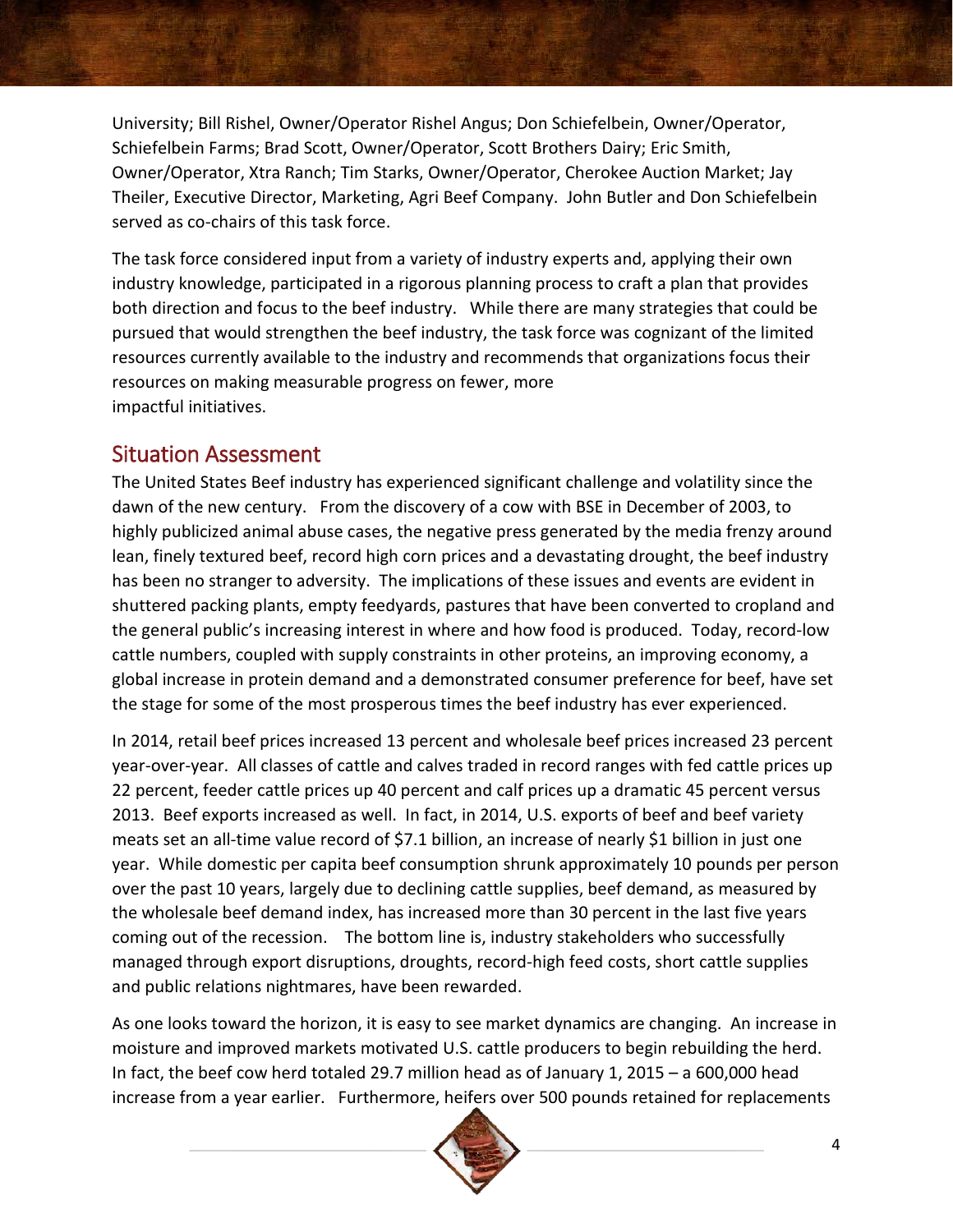University; Bill Rishel, Owner/Operator Rishel Angus; Don Schiefelbein, Owner/Operator, Schiefelbein Farms; Brad Scott, Owner/Operator, Scott Brothers Dairy; Eric Smith, Owner/Operator, Xtra Ranch; Tim Starks, Owner/Operator, Cherokee Auction Market; Jay Theiler, Executive Director, Marketing, Agri Beef Company. John Butler and Don Schiefelbein served as co-chairs of this task force.

The task force considered input from a variety of industry experts and, applying their own industry knowledge, participated in a rigorous planning process to craft a plan that provides both direction and focus to the beef industry. While there are many strategies that could be pursued that would strengthen the beef industry, the task force was cognizant of the limited resources currently available to the industry and recommends that organizations focus their resources on making measurable progress on fewer, more impactful initiatives.

## Situation Assessment

The United States Beef industry has experienced significant challenge and volatility since the dawn of the new century. From the discovery of a cow with BSE in December of 2003, to highly publicized animal abuse cases, the negative press generated by the media frenzy around lean, finely textured beef, record high corn prices and a devastating drought, the beef industry has been no stranger to adversity. The implications of these issues and events are evident in shuttered packing plants, empty feedyards, pastures that have been converted to cropland and the general public's increasing interest in where and how food is produced. Today, record-low cattle numbers, coupled with supply constraints in other proteins, an improving economy, a global increase in protein demand and a demonstrated consumer preference for beef, have set the stage for some of the most prosperous times the beef industry has ever experienced.

In 2014, retail beef prices increased 13 percent and wholesale beef prices increased 23 percent year-over-year. All classes of cattle and calves traded in record ranges with fed cattle prices up 22 percent, feeder cattle prices up 40 percent and calf prices up a dramatic 45 percent versus 2013. Beef exports increased as well. In fact, in 2014, U.S. exports of beef and beef variety meats set an all-time value record of $7.1 billion, an increase of nearly $1 billion in just one year. While domestic per capita beef consumption shrunk approximately 10 pounds per person over the past 10 years, largely due to declining cattle supplies, beef demand, as measured by the wholesale beef demand index, has increased more than 30 percent in the last five years coming out of the recession. The bottom line is, industry stakeholders who successfully managed through export disruptions, droughts, record-high feed costs, short cattle supplies and public relations nightmares, have been rewarded.

As one looks toward the horizon, it is easy to see market dynamics are changing. An increase in moisture and improved markets motivated U.S. cattle producers to begin rebuilding the herd. In fact, the beef cow herd totaled 29.7 million head as of January 1, 2015 – a 600,000 head increase from a year earlier. Furthermore, heifers over 500 pounds retained for replacements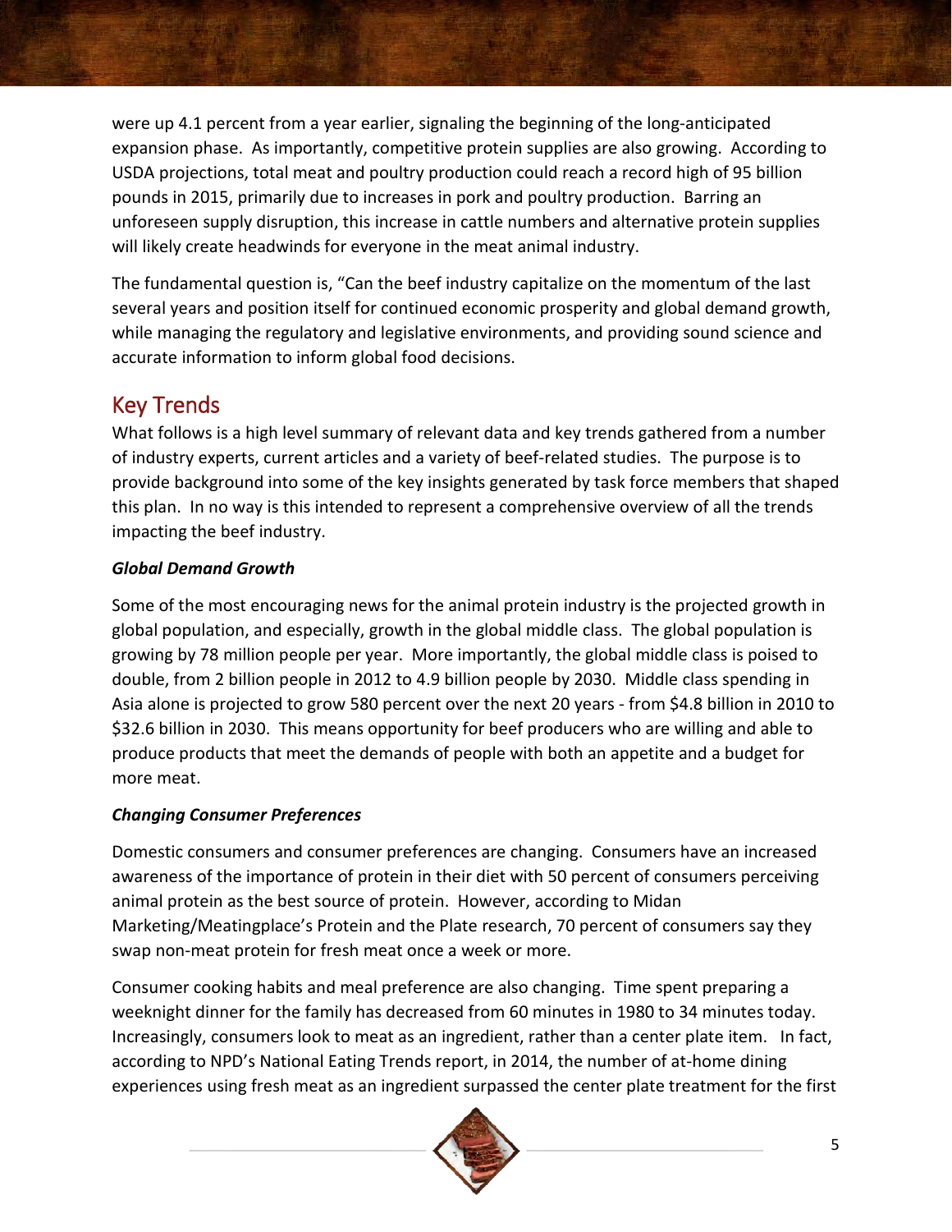were up 4.1 percent from a year earlier, signaling the beginning of the long-anticipated expansion phase. As importantly, competitive protein supplies are also growing. According to USDA projections, total meat and poultry production could reach a record high of 95 billion pounds in 2015, primarily due to increases in pork and poultry production. Barring an unforeseen supply disruption, this increase in cattle numbers and alternative protein supplies will likely create headwinds for everyone in the meat animal industry.

The fundamental question is, "Can the beef industry capitalize on the momentum of the last several years and position itself for continued economic prosperity and global demand growth, while managing the regulatory and legislative environments, and providing sound science and accurate information to inform global food decisions.

## Key Trends

What follows is a high level summary of relevant data and key trends gathered from a number of industry experts, current articles and a variety of beef-related studies. The purpose is to provide background into some of the key insights generated by task force members that shaped this plan. In no way is this intended to represent a comprehensive overview of all the trends impacting the beef industry.

### ***Global Demand Growth***

Some of the most encouraging news for the animal protein industry is the projected growth in global population, and especially, growth in the global middle class. The global population is growing by 78 million people per year. More importantly, the global middle class is poised to double, from 2 billion people in 2012 to 4.9 billion people by 2030. Middle class spending in Asia alone is projected to grow 580 percent over the next 20 years - from $4.8 billion in 2010 to $32.6 billion in 2030. This means opportunity for beef producers who are willing and able to produce products that meet the demands of people with both an appetite and a budget for more meat.

### ***Changing Consumer Preferences***

Domestic consumers and consumer preferences are changing. Consumers have an increased awareness of the importance of protein in their diet with 50 percent of consumers perceiving animal protein as the best source of protein. However, according to Midan Marketing/Meatingplace's Protein and the Plate research, 70 percent of consumers say they swap non-meat protein for fresh meat once a week or more.

Consumer cooking habits and meal preference are also changing. Time spent preparing a weeknight dinner for the family has decreased from 60 minutes in 1980 to 34 minutes today. Increasingly, consumers look to meat as an ingredient, rather than a center plate item. In fact, according to NPD's National Eating Trends report, in 2014, the number of at-home dining experiences using fresh meat as an ingredient surpassed the center plate treatment for the first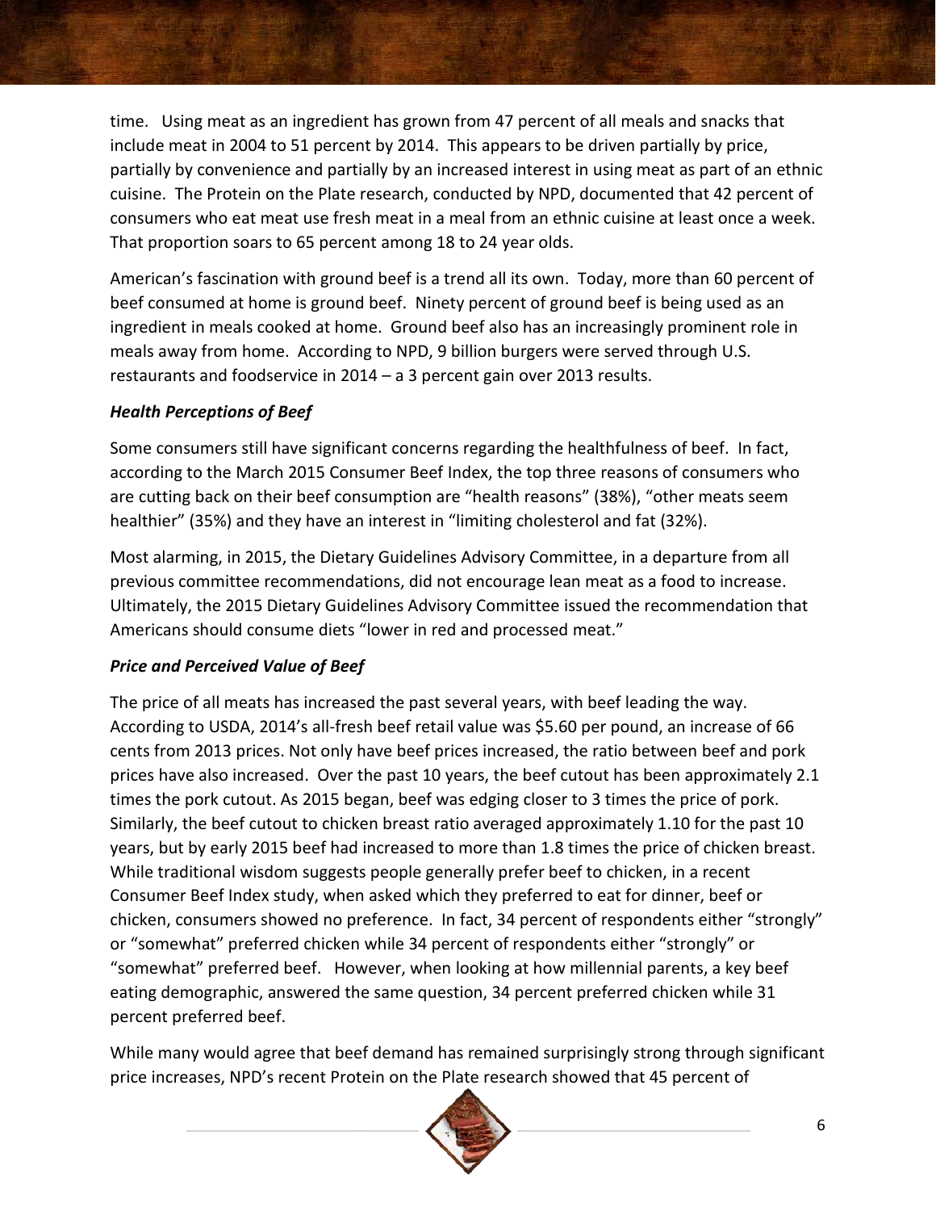time. Using meat as an ingredient has grown from 47 percent of all meals and snacks that include meat in 2004 to 51 percent by 2014. This appears to be driven partially by price, partially by convenience and partially by an increased interest in using meat as part of an ethnic cuisine. The Protein on the Plate research, conducted by NPD, documented that 42 percent of consumers who eat meat use fresh meat in a meal from an ethnic cuisine at least once a week. That proportion soars to 65 percent among 18 to 24 year olds.

American's fascination with ground beef is a trend all its own. Today, more than 60 percent of beef consumed at home is ground beef. Ninety percent of ground beef is being used as an ingredient in meals cooked at home. Ground beef also has an increasingly prominent role in meals away from home. According to NPD, 9 billion burgers were served through U.S. restaurants and foodservice in 2014 – a 3 percent gain over 2013 results.

### *Health Perceptions of Beef*

Some consumers still have significant concerns regarding the healthfulness of beef. In fact, according to the March 2015 Consumer Beef Index, the top three reasons of consumers who are cutting back on their beef consumption are "health reasons" (38%), "other meats seem healthier" (35%) and they have an interest in "limiting cholesterol and fat (32%).

Most alarming, in 2015, the Dietary Guidelines Advisory Committee, in a departure from all previous committee recommendations, did not encourage lean meat as a food to increase. Ultimately, the 2015 Dietary Guidelines Advisory Committee issued the recommendation that Americans should consume diets "lower in red and processed meat."

### *Price and Perceived Value of Beef*

The price of all meats has increased the past several years, with beef leading the way. According to USDA, 2014's all-fresh beef retail value was $5.60 per pound, an increase of 66 cents from 2013 prices. Not only have beef prices increased, the ratio between beef and pork prices have also increased. Over the past 10 years, the beef cutout has been approximately 2.1 times the pork cutout. As 2015 began, beef was edging closer to 3 times the price of pork. Similarly, the beef cutout to chicken breast ratio averaged approximately 1.10 for the past 10 years, but by early 2015 beef had increased to more than 1.8 times the price of chicken breast. While traditional wisdom suggests people generally prefer beef to chicken, in a recent Consumer Beef Index study, when asked which they preferred to eat for dinner, beef or chicken, consumers showed no preference. In fact, 34 percent of respondents either "strongly" or "somewhat" preferred chicken while 34 percent of respondents either "strongly" or "somewhat" preferred beef. However, when looking at how millennial parents, a key beef eating demographic, answered the same question, 34 percent preferred chicken while 31 percent preferred beef.

While many would agree that beef demand has remained surprisingly strong through significant price increases, NPD's recent Protein on the Plate research showed that 45 percent of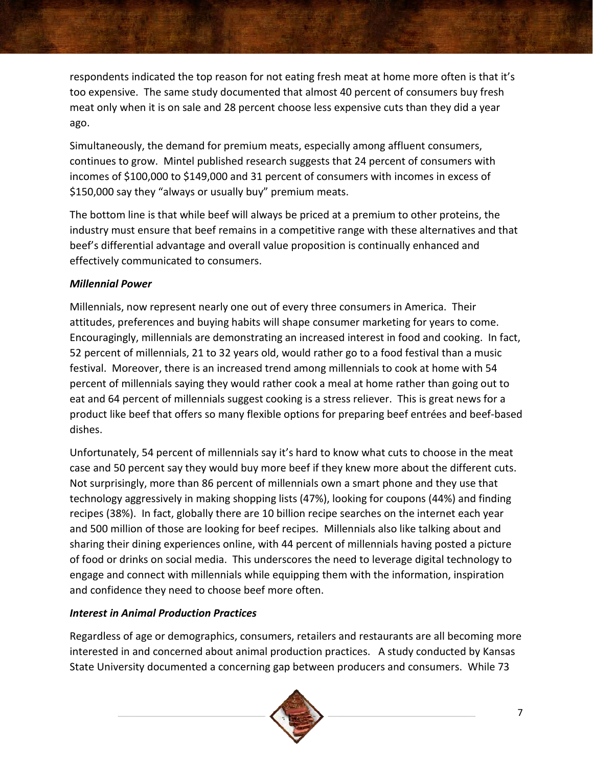respondents indicated the top reason for not eating fresh meat at home more often is that it's too expensive. The same study documented that almost 40 percent of consumers buy fresh meat only when it is on sale and 28 percent choose less expensive cuts than they did a year ago.

Simultaneously, the demand for premium meats, especially among affluent consumers, continues to grow. Mintel published research suggests that 24 percent of consumers with incomes of $100,000 to $149,000 and 31 percent of consumers with incomes in excess of $150,000 say they "always or usually buy" premium meats.

The bottom line is that while beef will always be priced at a premium to other proteins, the industry must ensure that beef remains in a competitive range with these alternatives and that beef's differential advantage and overall value proposition is continually enhanced and effectively communicated to consumers.

***Millennial Power***

Millennials, now represent nearly one out of every three consumers in America. Their attitudes, preferences and buying habits will shape consumer marketing for years to come. Encouragingly, millennials are demonstrating an increased interest in food and cooking. In fact, 52 percent of millennials, 21 to 32 years old, would rather go to a food festival than a music festival. Moreover, there is an increased trend among millennials to cook at home with 54 percent of millennials saying they would rather cook a meal at home rather than going out to eat and 64 percent of millennials suggest cooking is a stress reliever. This is great news for a product like beef that offers so many flexible options for preparing beef entrées and beef-based dishes.

Unfortunately, 54 percent of millennials say it's hard to know what cuts to choose in the meat case and 50 percent say they would buy more beef if they knew more about the different cuts. Not surprisingly, more than 86 percent of millennials own a smart phone and they use that technology aggressively in making shopping lists (47%), looking for coupons (44%) and finding recipes (38%). In fact, globally there are 10 billion recipe searches on the internet each year and 500 million of those are looking for beef recipes. Millennials also like talking about and sharing their dining experiences online, with 44 percent of millennials having posted a picture of food or drinks on social media. This underscores the need to leverage digital technology to engage and connect with millennials while equipping them with the information, inspiration and confidence they need to choose beef more often.

***Interest in Animal Production Practices***

Regardless of age or demographics, consumers, retailers and restaurants are all becoming more interested in and concerned about animal production practices. A study conducted by Kansas State University documented a concerning gap between producers and consumers. While 73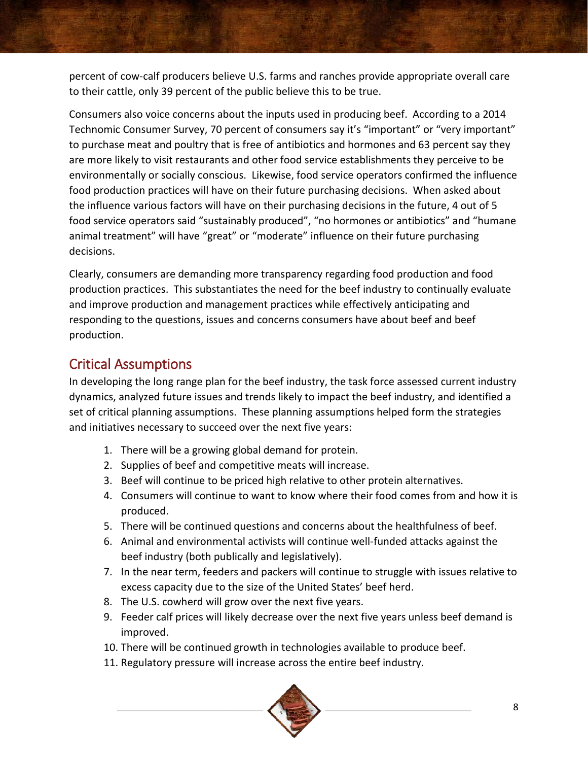percent of cow-calf producers believe U.S. farms and ranches provide appropriate overall care to their cattle, only 39 percent of the public believe this to be true.

Consumers also voice concerns about the inputs used in producing beef. According to a 2014 Technomic Consumer Survey, 70 percent of consumers say it's "important" or "very important" to purchase meat and poultry that is free of antibiotics and hormones and 63 percent say they are more likely to visit restaurants and other food service establishments they perceive to be environmentally or socially conscious. Likewise, food service operators confirmed the influence food production practices will have on their future purchasing decisions. When asked about the influence various factors will have on their purchasing decisions in the future, 4 out of 5 food service operators said "sustainably produced", "no hormones or antibiotics" and "humane animal treatment" will have "great" or "moderate" influence on their future purchasing decisions.

Clearly, consumers are demanding more transparency regarding food production and food production practices. This substantiates the need for the beef industry to continually evaluate and improve production and management practices while effectively anticipating and responding to the questions, issues and concerns consumers have about beef and beef production.

## Critical Assumptions

In developing the long range plan for the beef industry, the task force assessed current industry dynamics, analyzed future issues and trends likely to impact the beef industry, and identified a set of critical planning assumptions. These planning assumptions helped form the strategies and initiatives necessary to succeed over the next five years:

1. There will be a growing global demand for protein.
2. Supplies of beef and competitive meats will increase.
3. Beef will continue to be priced high relative to other protein alternatives.
4. Consumers will continue to want to know where their food comes from and how it is produced.
5. There will be continued questions and concerns about the healthfulness of beef.
6. Animal and environmental activists will continue well-funded attacks against the beef industry (both publically and legislatively).
7. In the near term, feeders and packers will continue to struggle with issues relative to excess capacity due to the size of the United States' beef herd.
8. The U.S. cowherd will grow over the next five years.
9. Feeder calf prices will likely decrease over the next five years unless beef demand is improved.
10. There will be continued growth in technologies available to produce beef.
11. Regulatory pressure will increase across the entire beef industry.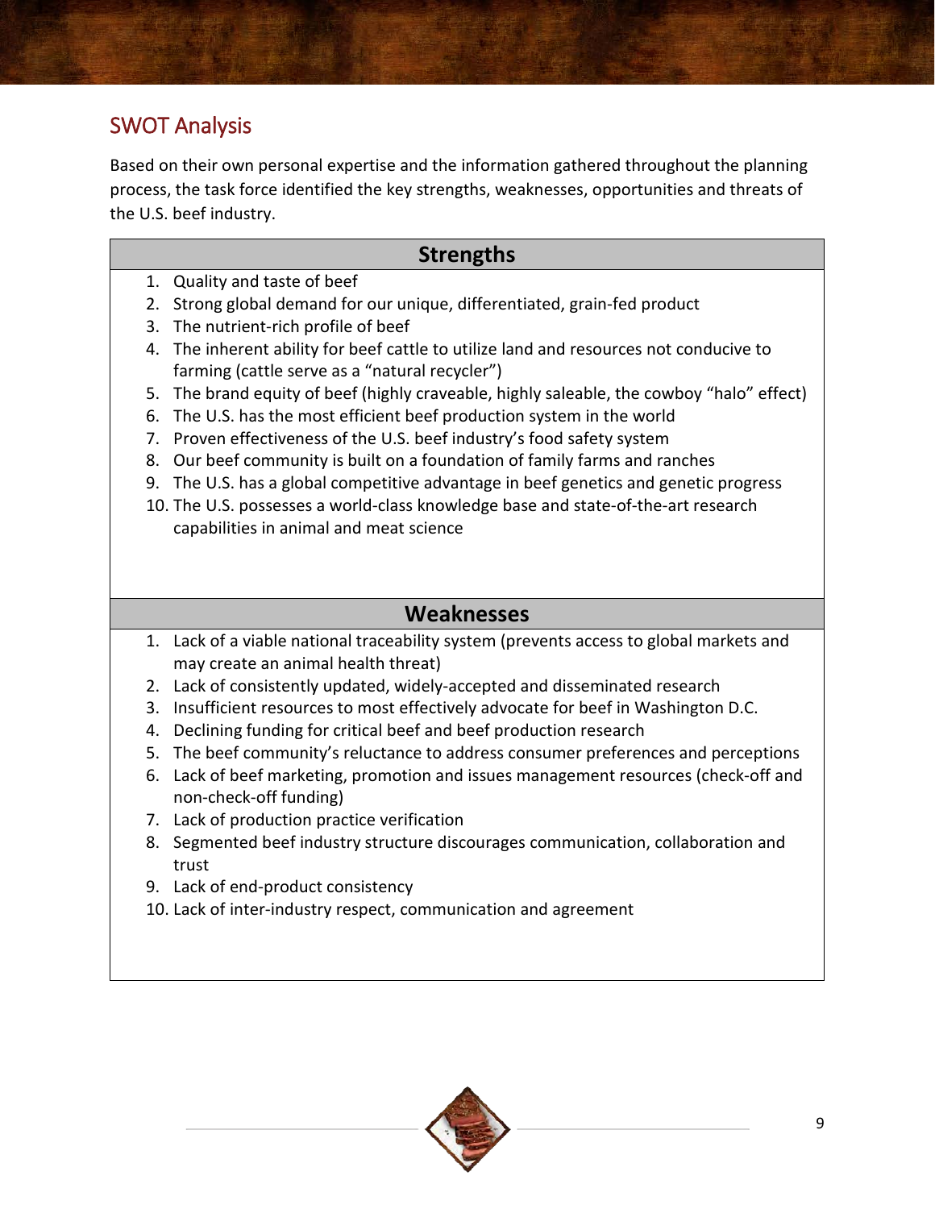## SWOT Analysis

Based on their own personal expertise and the information gathered throughout the planning process, the task force identified the key strengths, weaknesses, opportunities and threats of the U.S. beef industry.

### Strengths

1. Quality and taste of beef
2. Strong global demand for our unique, differentiated, grain-fed product
3. The nutrient-rich profile of beef
4. The inherent ability for beef cattle to utilize land and resources not conducive to farming (cattle serve as a "natural recycler")
5. The brand equity of beef (highly craveable, highly saleable, the cowboy "halo" effect)
6. The U.S. has the most efficient beef production system in the world
7. Proven effectiveness of the U.S. beef industry's food safety system
8. Our beef community is built on a foundation of family farms and ranches
9. The U.S. has a global competitive advantage in beef genetics and genetic progress
10. The U.S. possesses a world-class knowledge base and state-of-the-art research capabilities in animal and meat science

### Weaknesses

1. Lack of a viable national traceability system (prevents access to global markets and may create an animal health threat)
2. Lack of consistently updated, widely-accepted and disseminated research
3. Insufficient resources to most effectively advocate for beef in Washington D.C.
4. Declining funding for critical beef and beef production research
5. The beef community's reluctance to address consumer preferences and perceptions
6. Lack of beef marketing, promotion and issues management resources (check-off and non-check-off funding)
7. Lack of production practice verification
8. Segmented beef industry structure discourages communication, collaboration and trust
9. Lack of end-product consistency
10. Lack of inter-industry respect, communication and agreement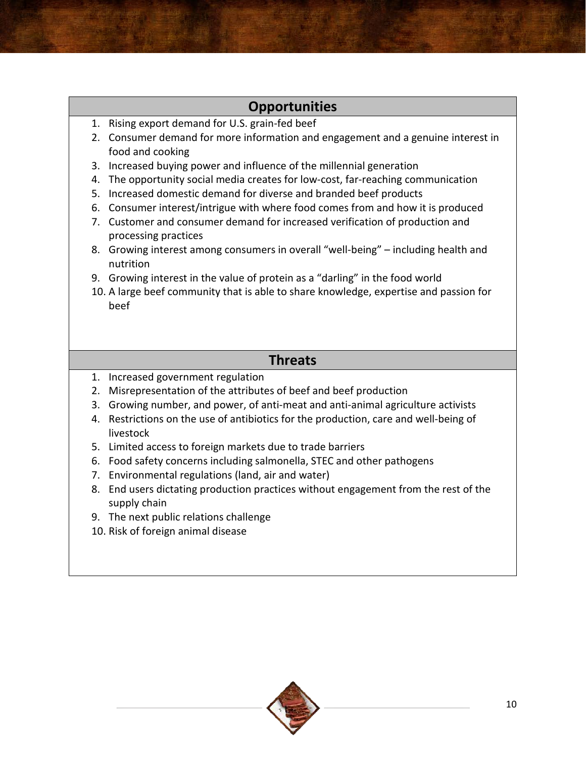## Opportunities

1. Rising export demand for U.S. grain-fed beef
2. Consumer demand for more information and engagement and a genuine interest in food and cooking
3. Increased buying power and influence of the millennial generation
4. The opportunity social media creates for low-cost, far-reaching communication
5. Increased domestic demand for diverse and branded beef products
6. Consumer interest/intrigue with where food comes from and how it is produced
7. Customer and consumer demand for increased verification of production and processing practices
8. Growing interest among consumers in overall "well-being" – including health and nutrition
9. Growing interest in the value of protein as a "darling" in the food world
10. A large beef community that is able to share knowledge, expertise and passion for beef

## Threats

1. Increased government regulation
2. Misrepresentation of the attributes of beef and beef production
3. Growing number, and power, of anti-meat and anti-animal agriculture activists
4. Restrictions on the use of antibiotics for the production, care and well-being of livestock
5. Limited access to foreign markets due to trade barriers
6. Food safety concerns including salmonella, STEC and other pathogens
7. Environmental regulations (land, air and water)
8. End users dictating production practices without engagement from the rest of the supply chain
9. The next public relations challenge
10. Risk of foreign animal disease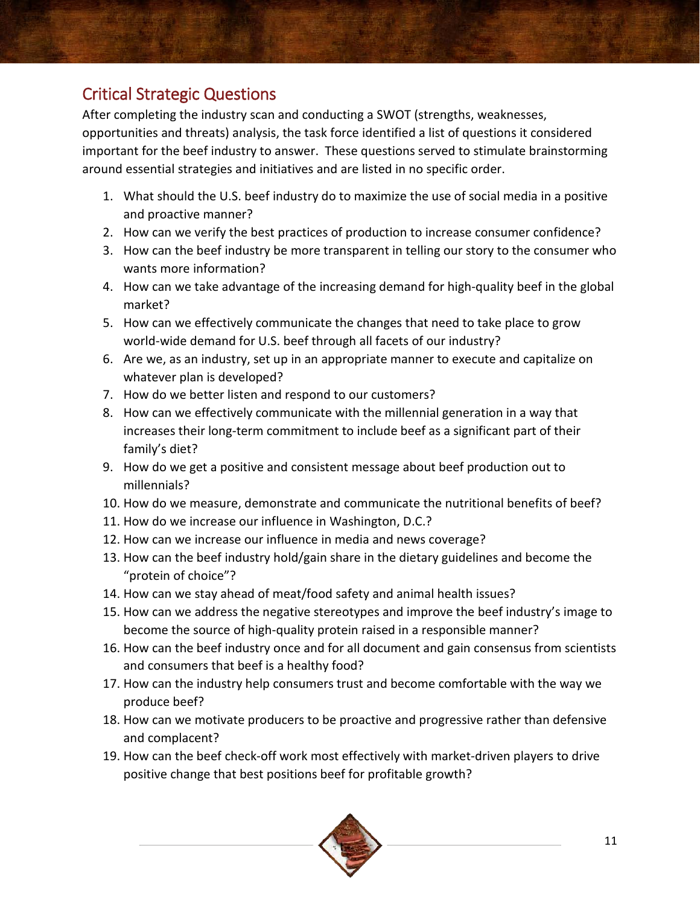## Critical Strategic Questions

After completing the industry scan and conducting a SWOT (strengths, weaknesses, opportunities and threats) analysis, the task force identified a list of questions it considered important for the beef industry to answer. These questions served to stimulate brainstorming around essential strategies and initiatives and are listed in no specific order.

1. What should the U.S. beef industry do to maximize the use of social media in a positive and proactive manner?
2. How can we verify the best practices of production to increase consumer confidence?
3. How can the beef industry be more transparent in telling our story to the consumer who wants more information?
4. How can we take advantage of the increasing demand for high-quality beef in the global market?
5. How can we effectively communicate the changes that need to take place to grow world-wide demand for U.S. beef through all facets of our industry?
6. Are we, as an industry, set up in an appropriate manner to execute and capitalize on whatever plan is developed?
7. How do we better listen and respond to our customers?
8. How can we effectively communicate with the millennial generation in a way that increases their long-term commitment to include beef as a significant part of their family's diet?
9. How do we get a positive and consistent message about beef production out to millennials?
10. How do we measure, demonstrate and communicate the nutritional benefits of beef?
11. How do we increase our influence in Washington, D.C.?
12. How can we increase our influence in media and news coverage?
13. How can the beef industry hold/gain share in the dietary guidelines and become the "protein of choice"?
14. How can we stay ahead of meat/food safety and animal health issues?
15. How can we address the negative stereotypes and improve the beef industry's image to become the source of high-quality protein raised in a responsible manner?
16. How can the beef industry once and for all document and gain consensus from scientists and consumers that beef is a healthy food?
17. How can the industry help consumers trust and become comfortable with the way we produce beef?
18. How can we motivate producers to be proactive and progressive rather than defensive and complacent?
19. How can the beef check-off work most effectively with market-driven players to drive positive change that best positions beef for profitable growth?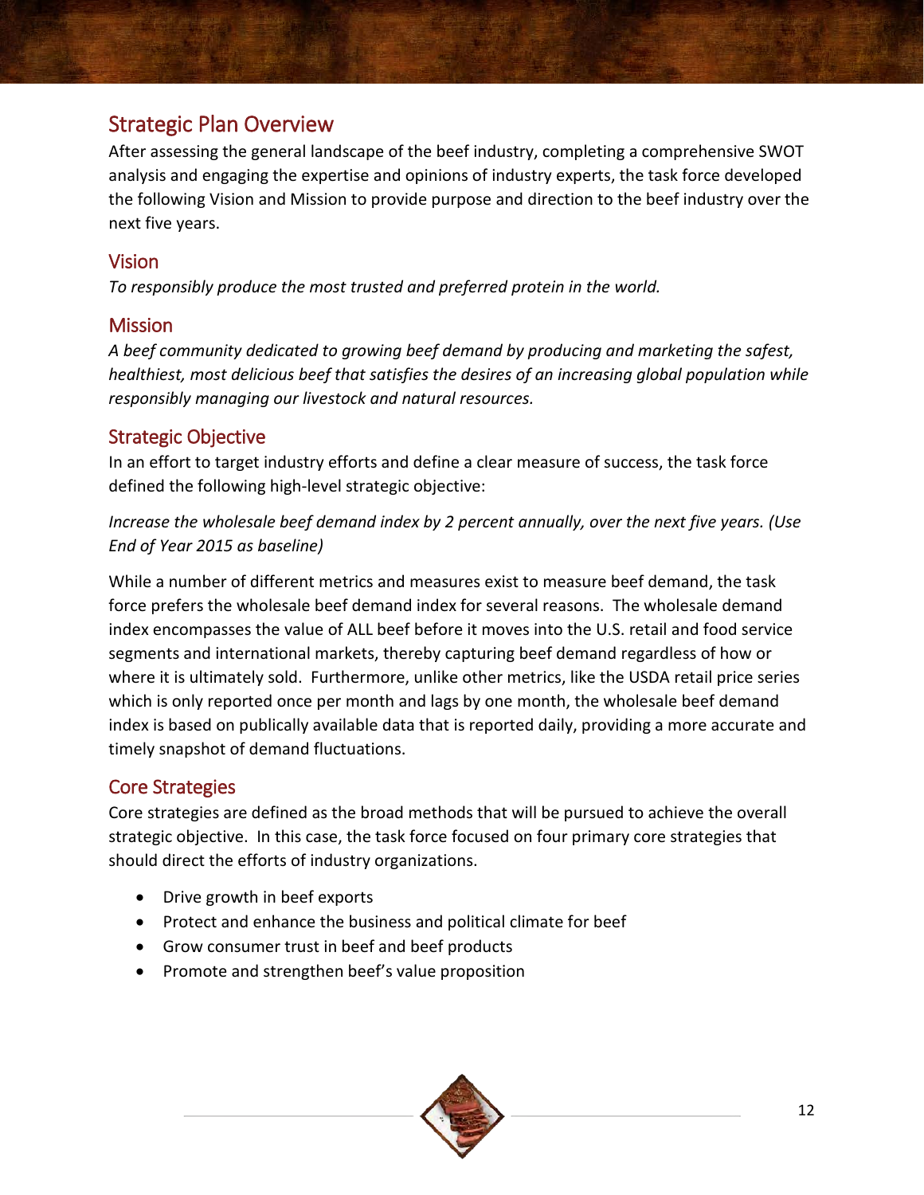## Strategic Plan Overview

After assessing the general landscape of the beef industry, completing a comprehensive SWOT analysis and engaging the expertise and opinions of industry experts, the task force developed the following Vision and Mission to provide purpose and direction to the beef industry over the next five years.

### Vision

*To responsibly produce the most trusted and preferred protein in the world.*

### Mission

*A beef community dedicated to growing beef demand by producing and marketing the safest, healthiest, most delicious beef that satisfies the desires of an increasing global population while responsibly managing our livestock and natural resources.*

### Strategic Objective

In an effort to target industry efforts and define a clear measure of success, the task force defined the following high-level strategic objective:

*Increase the wholesale beef demand index by 2 percent annually, over the next five years. (Use End of Year 2015 as baseline)*

While a number of different metrics and measures exist to measure beef demand, the task force prefers the wholesale beef demand index for several reasons. The wholesale demand index encompasses the value of ALL beef before it moves into the U.S. retail and food service segments and international markets, thereby capturing beef demand regardless of how or where it is ultimately sold. Furthermore, unlike other metrics, like the USDA retail price series which is only reported once per month and lags by one month, the wholesale beef demand index is based on publically available data that is reported daily, providing a more accurate and timely snapshot of demand fluctuations.

### Core Strategies

Core strategies are defined as the broad methods that will be pursued to achieve the overall strategic objective. In this case, the task force focused on four primary core strategies that should direct the efforts of industry organizations.

- Drive growth in beef exports
- Protect and enhance the business and political climate for beef
- Grow consumer trust in beef and beef products
- Promote and strengthen beef's value proposition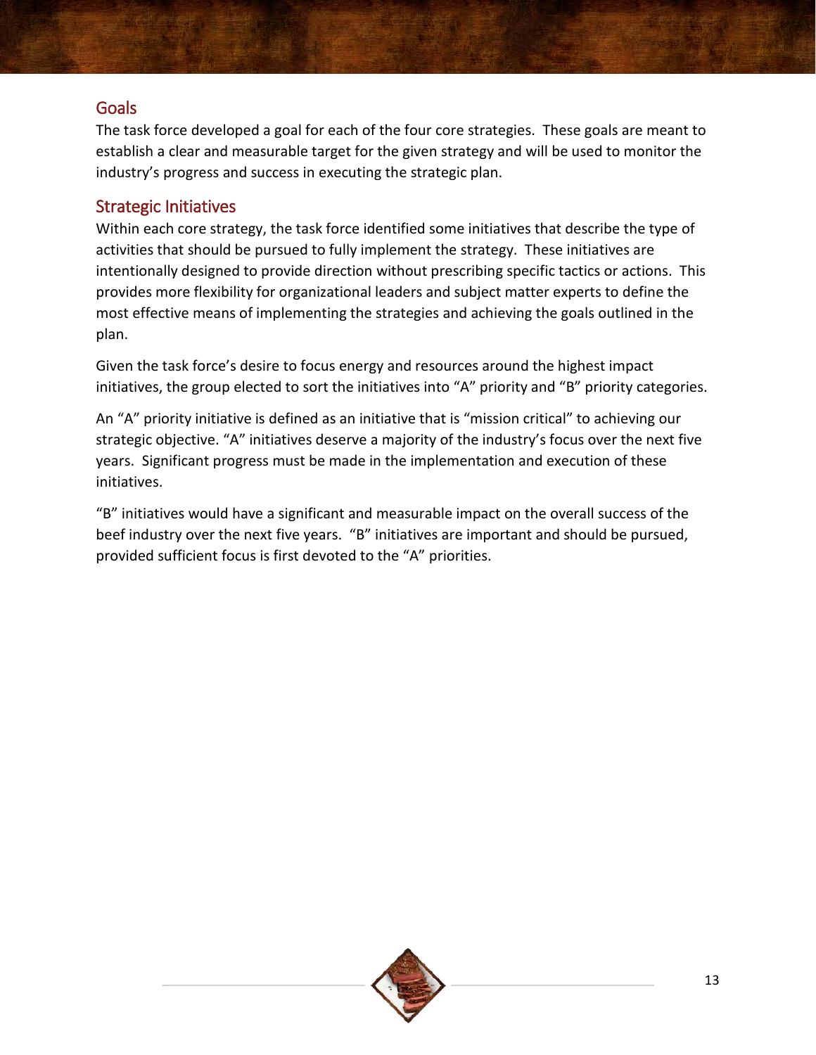## Goals

The task force developed a goal for each of the four core strategies. These goals are meant to establish a clear and measurable target for the given strategy and will be used to monitor the industry's progress and success in executing the strategic plan.

## Strategic Initiatives

Within each core strategy, the task force identified some initiatives that describe the type of activities that should be pursued to fully implement the strategy. These initiatives are intentionally designed to provide direction without prescribing specific tactics or actions. This provides more flexibility for organizational leaders and subject matter experts to define the most effective means of implementing the strategies and achieving the goals outlined in the plan.

Given the task force's desire to focus energy and resources around the highest impact initiatives, the group elected to sort the initiatives into "A" priority and "B" priority categories.

An "A" priority initiative is defined as an initiative that is "mission critical" to achieving our strategic objective. "A" initiatives deserve a majority of the industry's focus over the next five years. Significant progress must be made in the implementation and execution of these initiatives.

"B" initiatives would have a significant and measurable impact on the overall success of the beef industry over the next five years. "B" initiatives are important and should be pursued, provided sufficient focus is first devoted to the "A" priorities.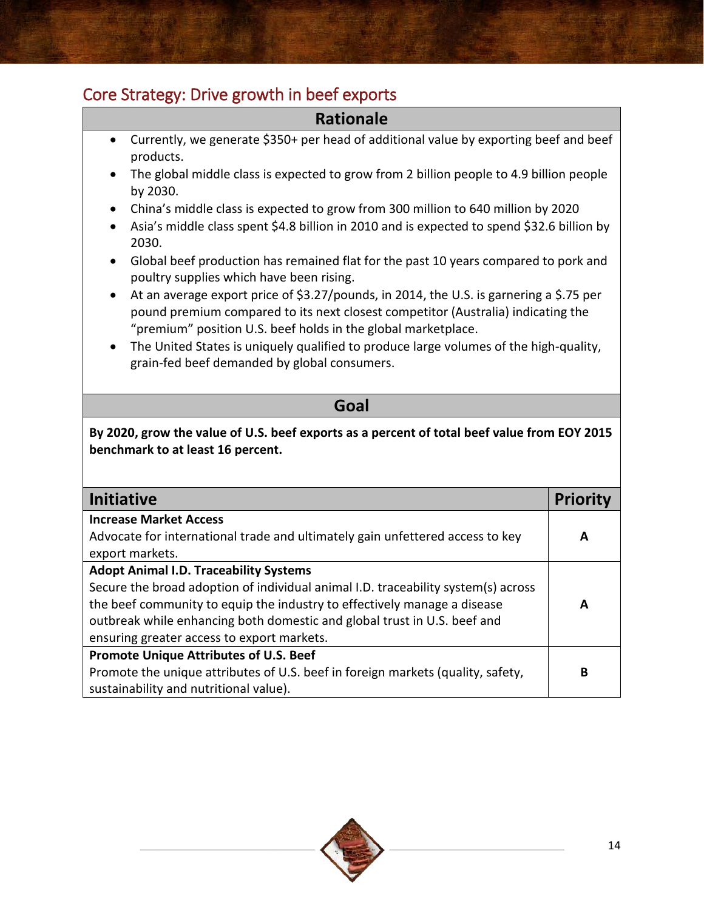## Core Strategy: Drive growth in beef exports

| Rationale |
|---|
| • Currently, we generate \$350+ per head of additional value by exporting beef and beef products.<br>• The global middle class is expected to grow from 2 billion people to 4.9 billion people by 2030.<br>• China's middle class is expected to grow from 300 million to 640 million by 2020<br>• Asia's middle class spent \$4.8 billion in 2010 and is expected to spend \$32.6 billion by 2030.<br>• Global beef production has remained flat for the past 10 years compared to pork and poultry supplies which have been rising.<br>• At an average export price of \$3.27/pounds, in 2014, the U.S. is garnering a \$.75 per pound premium compared to its next closest competitor (Australia) indicating the "premium" position U.S. beef holds in the global marketplace.<br>• The United States is uniquely qualified to produce large volumes of the high-quality, grain-fed beef demanded by global consumers. |

| Goal |
|---|
| **By 2020, grow the value of U.S. beef exports as a percent of total beef value from EOY 2015 benchmark to at least 16 percent.** |

| Initiative | Priority |
|---|---|
| **Increase Market Access**<br>Advocate for international trade and ultimately gain unfettered access to key export markets. | **A** |
| **Adopt Animal I.D. Traceability Systems**<br>Secure the broad adoption of individual animal I.D. traceability system(s) across the beef community to equip the industry to effectively manage a disease outbreak while enhancing both domestic and global trust in U.S. beef and ensuring greater access to export markets. | **A** |
| **Promote Unique Attributes of U.S. Beef**<br>Promote the unique attributes of U.S. beef in foreign markets (quality, safety, sustainability and nutritional value). | **B** |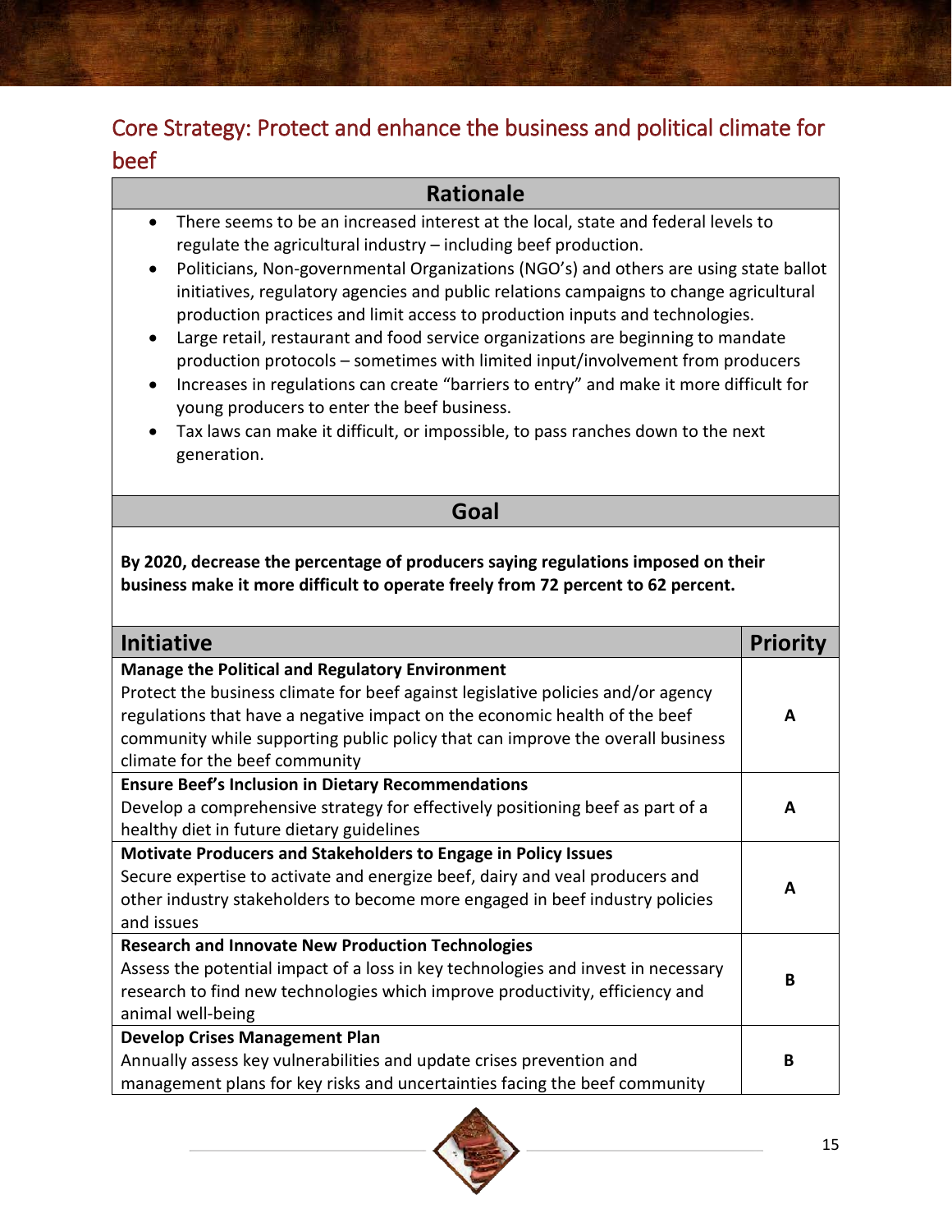## Core Strategy: Protect and enhance the business and political climate for beef

### Rationale

- There seems to be an increased interest at the local, state and federal levels to regulate the agricultural industry – including beef production.
- Politicians, Non-governmental Organizations (NGO's) and others are using state ballot initiatives, regulatory agencies and public relations campaigns to change agricultural production practices and limit access to production inputs and technologies.
- Large retail, restaurant and food service organizations are beginning to mandate production protocols – sometimes with limited input/involvement from producers
- Increases in regulations can create "barriers to entry" and make it more difficult for young producers to enter the beef business.
- Tax laws can make it difficult, or impossible, to pass ranches down to the next generation.

### Goal

**By 2020, decrease the percentage of producers saying regulations imposed on their business make it more difficult to operate freely from 72 percent to 62 percent.**

| Initiative | Priority |
|---|---|
| **Manage the Political and Regulatory Environment**<br>Protect the business climate for beef against legislative policies and/or agency regulations that have a negative impact on the economic health of the beef community while supporting public policy that can improve the overall business climate for the beef community | A |
| **Ensure Beef's Inclusion in Dietary Recommendations**<br>Develop a comprehensive strategy for effectively positioning beef as part of a healthy diet in future dietary guidelines | A |
| **Motivate Producers and Stakeholders to Engage in Policy Issues**<br>Secure expertise to activate and energize beef, dairy and veal producers and other industry stakeholders to become more engaged in beef industry policies and issues | A |
| **Research and Innovate New Production Technologies**<br>Assess the potential impact of a loss in key technologies and invest in necessary research to find new technologies which improve productivity, efficiency and animal well-being | B |
| **Develop Crises Management Plan**<br>Annually assess key vulnerabilities and update crises prevention and management plans for key risks and uncertainties facing the beef community | B |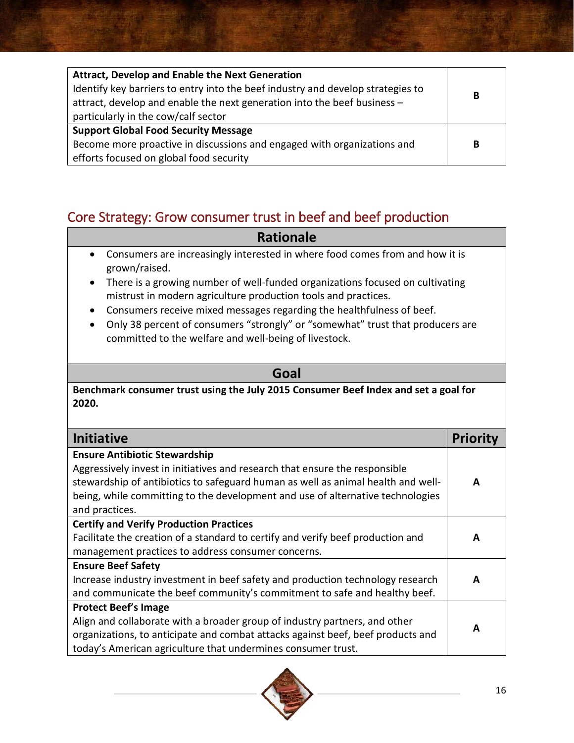| | |
|---|---|
| **Attract, Develop and Enable the Next Generation**<br>Identify key barriers to entry into the beef industry and develop strategies to attract, develop and enable the next generation into the beef business – particularly in the cow/calf sector | **B** |
| **Support Global Food Security Message**<br>Become more proactive in discussions and engaged with organizations and efforts focused on global food security | **B** |

## Core Strategy: Grow consumer trust in beef and beef production

### Rationale

- Consumers are increasingly interested in where food comes from and how it is grown/raised.
- There is a growing number of well-funded organizations focused on cultivating mistrust in modern agriculture production tools and practices.
- Consumers receive mixed messages regarding the healthfulness of beef.
- Only 38 percent of consumers "strongly" or "somewhat" trust that producers are committed to the welfare and well-being of livestock.

### Goal

**Benchmark consumer trust using the July 2015 Consumer Beef Index and set a goal for 2020.**

| Initiative | Priority |
|---|---|
| **Ensure Antibiotic Stewardship**<br>Aggressively invest in initiatives and research that ensure the responsible stewardship of antibiotics to safeguard human as well as animal health and well-being, while committing to the development and use of alternative technologies and practices. | **A** |
| **Certify and Verify Production Practices**<br>Facilitate the creation of a standard to certify and verify beef production and management practices to address consumer concerns. | **A** |
| **Ensure Beef Safety**<br>Increase industry investment in beef safety and production technology research and communicate the beef community's commitment to safe and healthy beef. | **A** |
| **Protect Beef's Image**<br>Align and collaborate with a broader group of industry partners, and other organizations, to anticipate and combat attacks against beef, beef products and today's American agriculture that undermines consumer trust. | **A** |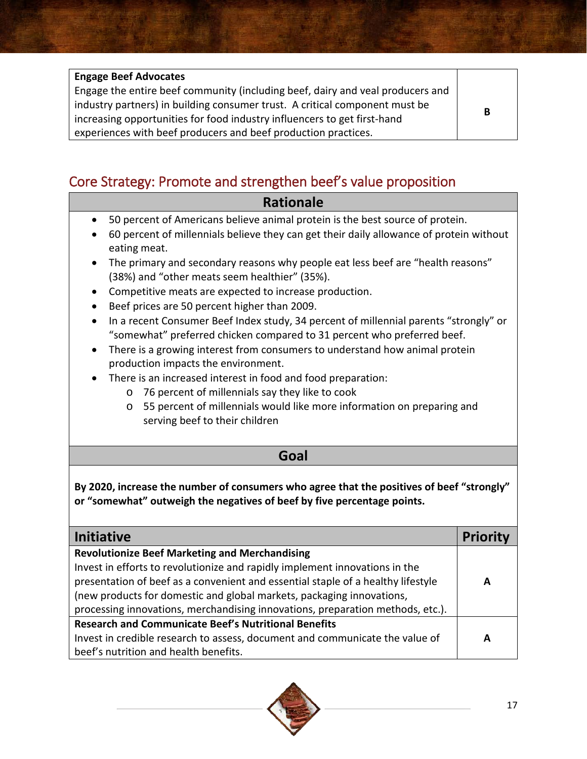| Initiative | Priority |
|---|---|
| **Engage Beef Advocates**<br>Engage the entire beef community (including beef, dairy and veal producers and industry partners) in building consumer trust. A critical component must be increasing opportunities for food industry influencers to get first-hand experiences with beef producers and beef production practices. | B |

## Core Strategy: Promote and strengthen beef's value proposition

### Rationale

- 50 percent of Americans believe animal protein is the best source of protein.
- 60 percent of millennials believe they can get their daily allowance of protein without eating meat.
- The primary and secondary reasons why people eat less beef are "health reasons" (38%) and "other meats seem healthier" (35%).
- Competitive meats are expected to increase production.
- Beef prices are 50 percent higher than 2009.
- In a recent Consumer Beef Index study, 34 percent of millennial parents "strongly" or "somewhat" preferred chicken compared to 31 percent who preferred beef.
- There is a growing interest from consumers to understand how animal protein production impacts the environment.
- There is an increased interest in food and food preparation:
    - 76 percent of millennials say they like to cook
    - 55 percent of millennials would like more information on preparing and serving beef to their children

### Goal

**By 2020, increase the number of consumers who agree that the positives of beef "strongly" or "somewhat" outweigh the negatives of beef by five percentage points.**

| Initiative | Priority |
|---|---|
| **Revolutionize Beef Marketing and Merchandising**<br>Invest in efforts to revolutionize and rapidly implement innovations in the presentation of beef as a convenient and essential staple of a healthy lifestyle (new products for domestic and global markets, packaging innovations, processing innovations, merchandising innovations, preparation methods, etc.). | A |
| **Research and Communicate Beef's Nutritional Benefits**<br>Invest in credible research to assess, document and communicate the value of beef's nutrition and health benefits. | A |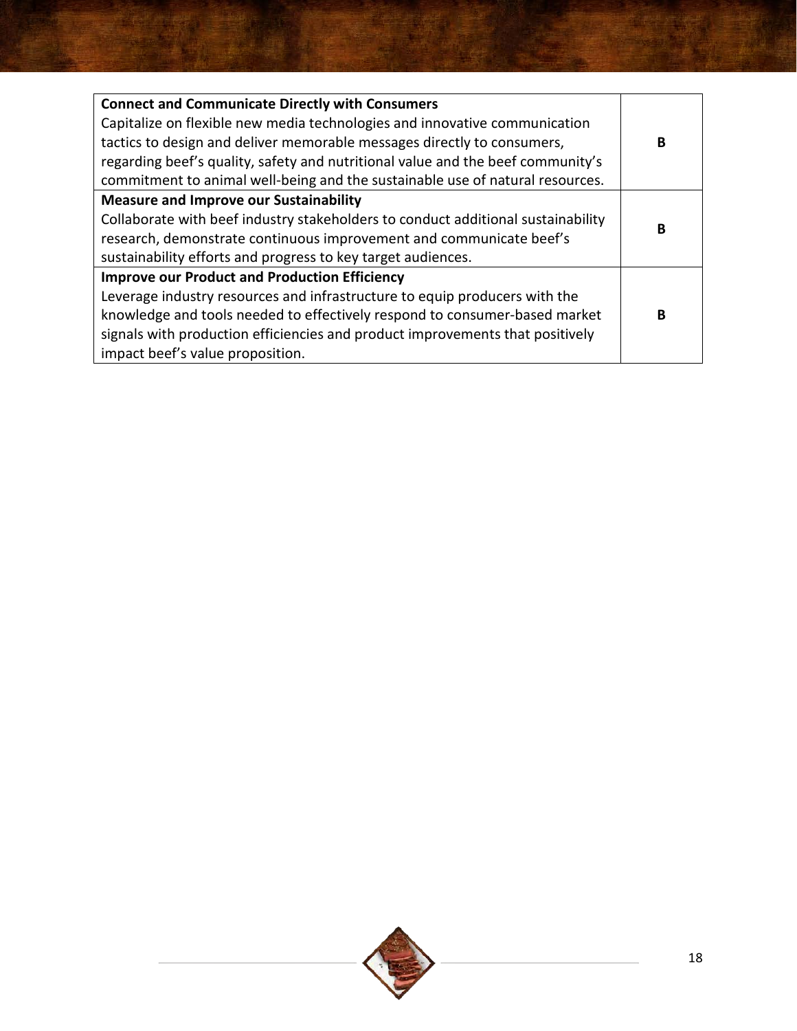| | |
|---|---|
| **Connect and Communicate Directly with Consumers**<br>Capitalize on flexible new media technologies and innovative communication tactics to design and deliver memorable messages directly to consumers, regarding beef's quality, safety and nutritional value and the beef community's commitment to animal well-being and the sustainable use of natural resources. | **B** |
| **Measure and Improve our Sustainability**<br>Collaborate with beef industry stakeholders to conduct additional sustainability research, demonstrate continuous improvement and communicate beef's sustainability efforts and progress to key target audiences. | **B** |
| **Improve our Product and Production Efficiency**<br>Leverage industry resources and infrastructure to equip producers with the knowledge and tools needed to effectively respond to consumer-based market signals with production efficiencies and product improvements that positively impact beef's value proposition. | **B** |